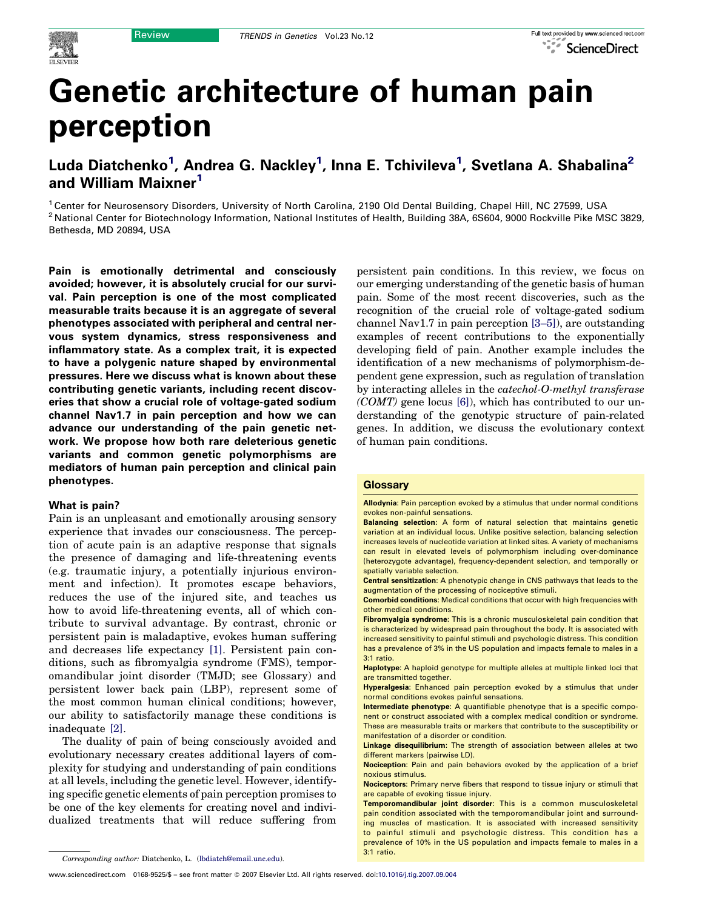# Genetic architecture of human pain perception

**Luda Diatchenko[1], Andrea G. Nackley[1], Inna E. Tchivileva[1], Svetlana A. Shabalina[2] and William Maixner[1]**

[1] Center for Neurosensory Disorders, University of North Carolina, 2190 Old Dental Building, Chapel Hill, NC 27599, USA
[2] National Center for Biotechnology Information, National Institutes of Health, Building 38A, 6S604, 9000 Rockville Pike MSC 3829, Bethesda, MD 20894, USA

**Pain is emotionally detrimental and consciously avoided; however, it is absolutely crucial for our survival. Pain perception is one of the most complicated measurable traits because it is an aggregate of several phenotypes associated with peripheral and central nervous system dynamics, stress responsiveness and inflammatory state. As a complex trait, it is expected to have a polygenic nature shaped by environmental pressures. Here we discuss what is known about these contributing genetic variants, including recent discoveries that show a crucial role of voltage-gated sodium channel Nav1.7 in pain perception and how we can advance our understanding of the pain genetic network. We propose how both rare deleterious genetic variants and common genetic polymorphisms are mediators of human pain perception and clinical pain phenotypes.**

## What is pain?

Pain is an unpleasant and emotionally arousing sensory experience that invades our consciousness. The perception of acute pain is an adaptive response that signals the presence of damaging and life-threatening events (e.g. traumatic injury, a potentially injurious environment and infection). It promotes escape behaviors, reduces the use of the injured site, and teaches us how to avoid life-threatening events, all of which contribute to survival advantage. By contrast, chronic or persistent pain is maladaptive, evokes human suffering and decreases life expectancy [1]. Persistent pain conditions, such as fibromyalgia syndrome (FMS), temporomandibular joint disorder (TMJD; see Glossary) and persistent lower back pain (LBP), represent some of the most common human clinical conditions; however, our ability to satisfactorily manage these conditions is inadequate [2].

The duality of pain of being consciously avoided and evolutionary necessary creates additional layers of complexity for studying and understanding of pain conditions at all levels, including the genetic level. However, identifying specific genetic elements of pain perception promises to be one of the key elements for creating novel and individualized treatments that will reduce suffering from persistent pain conditions. In this review, we focus on our emerging understanding of the genetic basis of human pain. Some of the most recent discoveries, such as the recognition of the crucial role of voltage-gated sodium channel Nav1.7 in pain perception [3–5]), are outstanding examples of recent contributions to the exponentially developing field of pain. Another example includes the identification of a new mechanisms of polymorphism-dependent gene expression, such as regulation of translation by interacting alleles in the *catechol-O-methyl transferase (COMT)* gene locus [6]), which has contributed to our understanding of the genotypic structure of pain-related genes. In addition, we discuss the evolutionary context of human pain conditions.

> **Glossary**
>
> **Allodynia**: Pain perception evoked by a stimulus that under normal conditions evokes non-painful sensations.
>
> **Balancing selection**: A form of natural selection that maintains genetic variation at an individual locus. Unlike positive selection, balancing selection increases levels of nucleotide variation at linked sites. A variety of mechanisms can result in elevated levels of polymorphism including over-dominance (heterozygote advantage), frequency-dependent selection, and temporally or spatially variable selection.
>
> **Central sensitization**: A phenotypic change in CNS pathways that leads to the augmentation of the processing of nociceptive stimuli.
>
> **Comorbid conditions**: Medical conditions that occur with high frequencies with other medical conditions.
>
> **Fibromyalgia syndrome**: This is a chronic musculoskeletal pain condition that is characterized by widespread pain throughout the body. It is associated with increased sensitivity to painful stimuli and psychologic distress. This condition has a prevalence of 3% in the US population and impacts female to males in a 3:1 ratio.
>
> **Haplotype**: A haploid genotype for multiple alleles at multiple linked loci that are transmitted together.
>
> **Hyperalgesia**: Enhanced pain perception evoked by a stimulus that under normal conditions evokes painful sensations.
>
> **Intermediate phenotype**: A quantifiable phenotype that is a specific component or construct associated with a complex medical condition or syndrome. These are measurable traits or markers that contribute to the susceptibility or manifestation of a disorder or condition.
>
> **Linkage disequilibrium**: The strength of association between alleles at two different markers (pairwise LD).
>
> **Nociception**: Pain and pain behaviors evoked by the application of a brief noxious stimulus.
>
> **Nociceptors**: Primary nerve fibers that respond to tissue injury or stimuli that are capable of evoking tissue injury.
>
> **Temporomandibular joint disorder**: This is a common musculoskeletal pain condition associated with the temporomandibular joint and surrounding muscles of mastication. It is associated with increased sensitivity to painful stimuli and psychologic distress. This condition has a prevalence of 10% in the US population and impacts female to males in a 3:1 ratio.

*Corresponding author:* Diatchenko, L. (lbdiatch@email.unc.edu).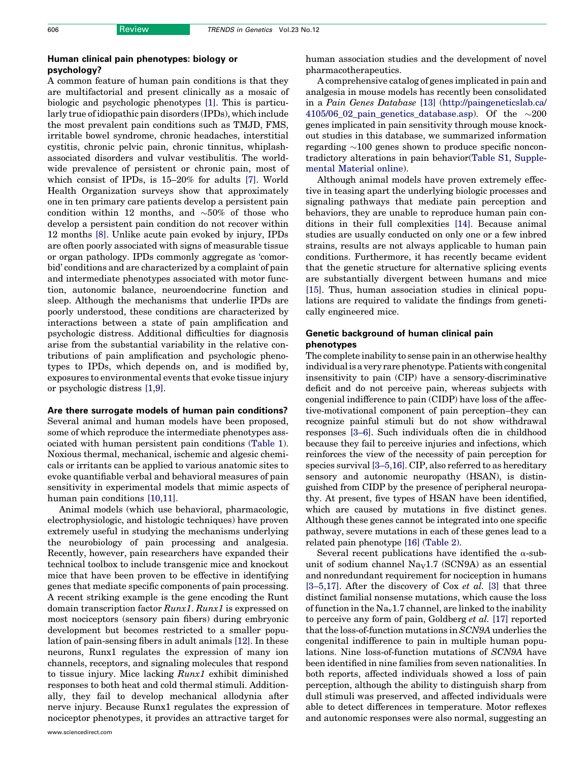## Human clinical pain phenotypes: biology or psychology?

A common feature of human pain conditions is that they are multifactorial and present clinically as a mosaic of biologic and psychologic phenotypes [1]. This is particularly true of idiopathic pain disorders (IPDs), which include the most prevalent pain conditions such as TMJD, FMS, irritable bowel syndrome, chronic headaches, interstitial cystitis, chronic pelvic pain, chronic tinnitus, whiplash-associated disorders and vulvar vestibulitis. The worldwide prevalence of persistent or chronic pain, most of which consist of IPDs, is 15–20% for adults [7]. World Health Organization surveys show that approximately one in ten primary care patients develop a persistent pain condition within 12 months, and ~50% of those who develop a persistent pain condition do not recover within 12 months [8]. Unlike acute pain evoked by injury, IPDs are often poorly associated with signs of measurable tissue or organ pathology. IPDs commonly aggregate as 'comorbid' conditions and are characterized by a complaint of pain and intermediate phenotypes associated with motor function, autonomic balance, neuroendocrine function and sleep. Although the mechanisms that underlie IPDs are poorly understood, these conditions are characterized by interactions between a state of pain amplification and psychologic distress. Additional difficulties for diagnosis arise from the substantial variability in the relative contributions of pain amplification and psychologic phenotypes to IPDs, which depends on, and is modified by, exposures to environmental events that evoke tissue injury or psychologic distress [1,9].

## Are there surrogate models of human pain conditions?

Several animal and human models have been proposed, some of which reproduce the intermediate phenotypes associated with human persistent pain conditions (Table 1). Noxious thermal, mechanical, ischemic and algesic chemicals or irritants can be applied to various anatomic sites to evoke quantifiable verbal and behavioral measures of pain sensitivity in experimental models that mimic aspects of human pain conditions [10,11].

Animal models (which use behavioral, pharmacologic, electrophysiologic, and histologic techniques) have proven extremely useful in studying the mechanisms underlying the neurobiology of pain processing and analgesia. Recently, however, pain researchers have expanded their technical toolbox to include transgenic mice and knockout mice that have been proven to be effective in identifying genes that mediate specific components of pain processing. A recent striking example is the gene encoding the Runt domain transcription factor *Runx1*. *Runx1* is expressed on most nociceptors (sensory pain fibers) during embryonic development but becomes restricted to a smaller population of pain-sensing fibers in adult animals [12]. In these neurons, Runx1 regulates the expression of many ion channels, receptors, and signaling molecules that respond to tissue injury. Mice lacking *Runx1* exhibit diminished responses to both heat and cold thermal stimuli. Additionally, they fail to develop mechanical allodynia after nerve injury. Because Runx1 regulates the expression of nociceptor phenotypes, it provides an attractive target for human association studies and the development of novel pharmacotherapeutics.

A comprehensive catalog of genes implicated in pain and analgesia in mouse models has recently been consolidated in a *Pain Genes Database* [13] (http://paingeneticslab.ca/4105/06_02_pain_genetics_database.asp). Of the ~200 genes implicated in pain sensitivity through mouse knockout studies in this database, we summarized information regarding ~100 genes shown to produce specific noncontradictory alterations in pain behavior(Table S1, Supplemental Material online).

Although animal models have proven extremely effective in teasing apart the underlying biologic processes and signaling pathways that mediate pain perception and behaviors, they are unable to reproduce human pain conditions in their full complexities [14]. Because animal studies are usually conducted on only one or a few inbred strains, results are not always applicable to human pain conditions. Furthermore, it has recently became evident that the genetic structure for alternative splicing events are substantially divergent between humans and mice [15]. Thus, human association studies in clinical populations are required to validate the findings from genetically engineered mice.

## Genetic background of human clinical pain phenotypes

The complete inability to sense pain in an otherwise healthy individual is a very rare phenotype. Patients with congenital insensitivity to pain (CIP) have a sensory-discriminative deficit and do not perceive pain, whereas subjects with congenial indifference to pain (CIDP) have loss of the affective-motivational component of pain perception–they can recognize painful stimuli but do not show withdrawal responses [3–6]. Such individuals often die in childhood because they fail to perceive injuries and infections, which reinforces the view of the necessity of pain perception for species survival [3–5,16]. CIP, also referred to as hereditary sensory and autonomic neuropathy (HSAN), is distinguished from CIDP by the presence of peripheral neuropathy. At present, five types of HSAN have been identified, which are caused by mutations in five distinct genes. Although these genes cannot be integrated into one specific pathway, severe mutations in each of these genes lead to a related pain phenotype [16] (Table 2).

Several recent publications have identified the α-subunit of sodium channel $Na_V1.7$ (SCN9A) as an essential and nonredundant requirement for nociception in humans [3–5,17]. After the discovery of Cox *et al.* [3] that three distinct familial nonsense mutations, which cause the loss of function in the $Na_v1.7$ channel, are linked to the inability to perceive any form of pain, Goldberg *et al.* [17] reported that the loss-of-function mutations in *SCN9A* underlies the congenital indifference to pain in multiple human populations. Nine loss-of-function mutations of *SCN9A* have been identified in nine families from seven nationalities. In both reports, affected individuals showed a loss of pain perception, although the ability to distinguish sharp from dull stimuli was preserved, and affected individuals were able to detect differences in temperature. Motor reflexes and autonomic responses were also normal, suggesting an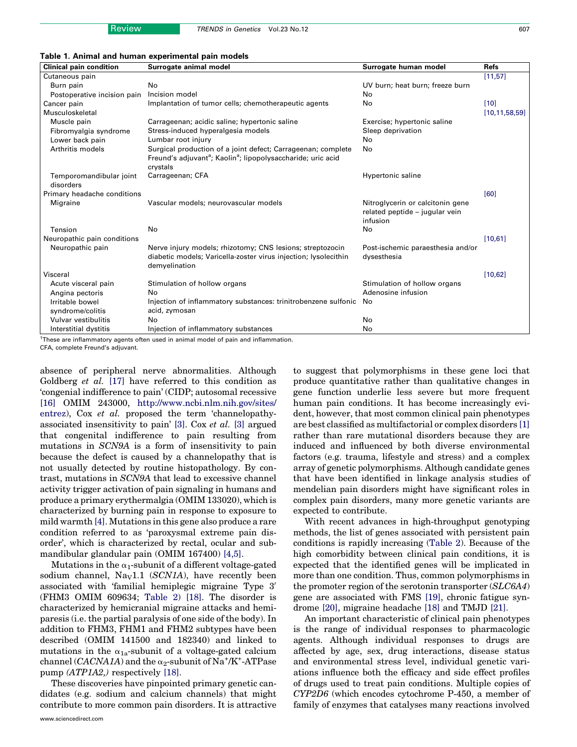**Table 1. Animal and human experimental pain models**

| Clinical pain condition | Surrogate animal model | Surrogate human model | Refs |
|---|---|---|---|
| Cutaneous pain | | | [11,57] |
| Burn pain | No | UV burn; heat burn; freeze burn | |
| Postoperative incision pain | Incision model | No | |
| Cancer pain | Implantation of tumor cells; chemotherapeutic agents | No | [10] |
| Musculoskeletal | | | [10,11,58,59] |
| Muscle pain | Carrageenan; acidic saline; hypertonic saline | Exercise; hypertonic saline | |
| Fibromyalgia syndrome | Stress-induced hyperalgesia models | Sleep deprivation | |
| Lower back pain | Lumbar root injury | No | |
| Arthritis models | Surgical production of a joint defect; Carrageenan; complete Freund's adjuvant[a]; Kaolin[a]; lipopolysaccharide; uric acid crystals | No | |
| Temporomandibular joint disorders | Carrageenan; CFA | Hypertonic saline | |
| Primary headache conditions | | | [60] |
| Migraine | Vascular models; neurovascular models | Nitroglycerin or calcitonin gene related peptide – jugular vein infusion | |
| Tension | No | No | |
| Neuropathic pain conditions | | | [10,61] |
| Neuropathic pain | Nerve injury models; rhizotomy; CNS lesions; streptozocin diabetic models; Varicella-zoster virus injection; lysolecithin demyelination | Post-ischemic paraesthesia and/or dysesthesia | |
| Visceral | | | [10,62] |
| Acute visceral pain | Stimulation of hollow organs | Stimulation of hollow organs | |
| Angina pectoris | No | Adenosine infusion | |
| Irritable bowel syndrome/colitis | Injection of inflammatory substances: trinitrobenzene sulfonic acid, zymosan | No | |
| Vulvar vestibulitis | No | No | |
| Interstitial dystitis | Injection of inflammatory substances | No | |

[1]These are inflammatory agents often used in animal model of pain and inflammation.
CFA, complete Freund's adjuvant.

absence of peripheral nerve abnormalities. Although Goldberg *et al.* [17] have referred to this condition as 'congenial indifference to pain' (CIDP; autosomal recessive [16] OMIM 243000, http://www.ncbi.nlm.nih.gov/sites/entrez), Cox *et al.* proposed the term 'channelopathy-associated insensitivity to pain' [3]. Cox *et al.* [3] argued that congenital indifference to pain resulting from mutations in *SCN9A* is a form of insensitivity to pain because the defect is caused by a channelopathy that is not usually detected by routine histopathology. By contrast, mutations in *SCN9A* that lead to excessive channel activity trigger activation of pain signaling in humans and produce a primary erythermalgia (OMIM 133020), which is characterized by burning pain in response to exposure to mild warmth [4]. Mutations in this gene also produce a rare condition referred to as 'paroxysmal extreme pain disorder', which is characterized by rectal, ocular and submandibular glandular pain (OMIM 167400) [4,5].

Mutations in the $\alpha_1$-subunit of a different voltage-gated sodium channel, $Na_V1.1$ (*SCN1A*), have recently been associated with 'familial hemiplegic migraine Type 3′ (FHM3 OMIM 609634; Table 2) [18]. The disorder is characterized by hemicranial migraine attacks and hemiparesis (i.e. the partial paralysis of one side of the body). In addition to FHM3, FHM1 and FHM2 subtypes have been described (OMIM 141500 and 182340) and linked to mutations in the $\alpha_{1a}$-subunit of a voltage-gated calcium channel (*CACNA1A*) and the $\alpha_2$-subunit of $Na^+/K^+$-ATPase pump *(ATP1A2,)* respectively [18].

These discoveries have pinpointed primary genetic candidates (e.g. sodium and calcium channels) that might contribute to more common pain disorders. It is attractive to suggest that polymorphisms in these gene loci that produce quantitative rather than qualitative changes in gene function underlie less severe but more frequent human pain conditions. It has become increasingly evident, however, that most common clinical pain phenotypes are best classified as multifactorial or complex disorders [1] rather than rare mutational disorders because they are induced and influenced by both diverse environmental factors (e.g. trauma, lifestyle and stress) and a complex array of genetic polymorphisms. Although candidate genes that have been identified in linkage analysis studies of mendelian pain disorders might have significant roles in complex pain disorders, many more genetic variants are expected to contribute.

With recent advances in high-throughput genotyping methods, the list of genes associated with persistent pain conditions is rapidly increasing (Table 2). Because of the high comorbidity between clinical pain conditions, it is expected that the identified genes will be implicated in more than one condition. Thus, common polymorphisms in the promoter region of the serotonin transporter (*SLC6A4*) gene are associated with FMS [19], chronic fatigue syndrome [20], migraine headache [18] and TMJD [21].

An important characteristic of clinical pain phenotypes is the range of individual responses to pharmacologic agents. Although individual responses to drugs are affected by age, sex, drug interactions, disease status and environmental stress level, individual genetic variations influence both the efficacy and side effect profiles of drugs used to treat pain conditions. Multiple copies of *CYP2D6* (which encodes cytochrome P-450, a member of family of enzymes that catalyses many reactions involved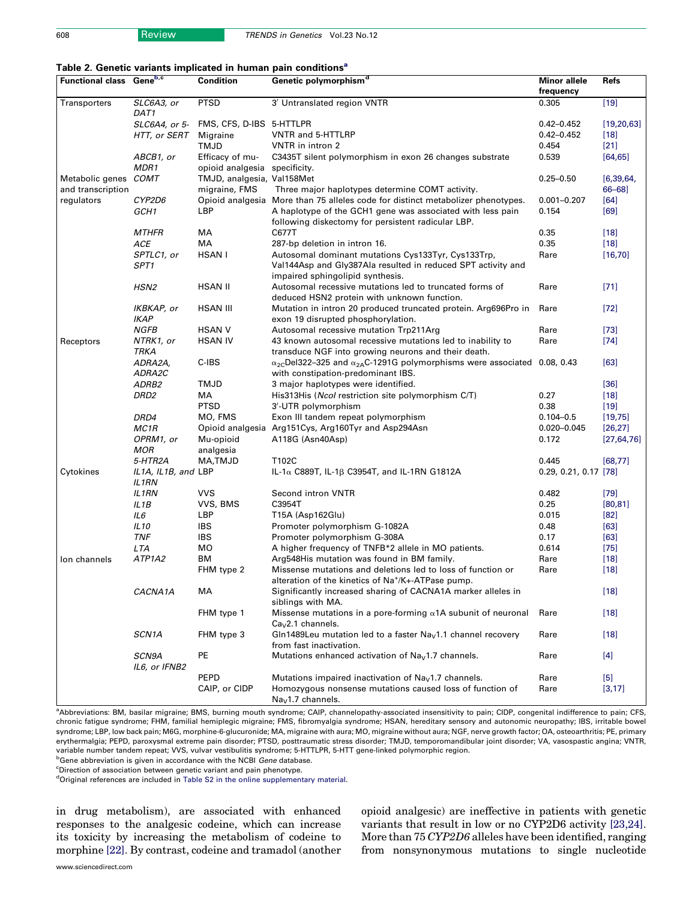**Table 2. Genetic variants implicated in human pain conditions[a]**

| Functional class | Gene[b,c] | Condition | Genetic polymorphism[d] | Minor allele frequency | Refs |
|---|---|---|---|---|---|
| Transporters | *SLC6A3, or DAT1* | PTSD | 3′ Untranslated region VNTR | 0.305 | [19] |
| | *SLC6A4, or 5-HTT, or SERT* | FMS, CFS, D-IBS | 5-HTTLPR | 0.42–0.452 | [19,20,63] |
| | | Migraine | VNTR and 5-HTTLRP | 0.42–0.452 | [18] |
| | | TMJD | VNTR in intron 2 | 0.454 | [21] |
| | *ABCB1, or MDR1* | Efficacy of mu-opioid analgesia | C3435T silent polymorphism in exon 26 changes substrate specificity. | 0.539 | [64,65] |
| Metabolic genes and transcription regulators | *COMT* | TMJD, analgesia, migraine, FMS | Val158Met<br>Three major haplotypes determine COMT activity. | 0.25–0.50 | [6,39,64, 66–68] |
| | *CYP2D6* | Opioid analgesia | More than 75 alleles code for distinct metabolizer phenotypes. | 0.001–0.207 | [64] |
| | *GCH1* | LBP | A haplotype of the GCH1 gene was associated with less pain following diskectomy for persistent radicular LBP. | 0.154 | [69] |
| | *MTHFR* | MA | C677T | 0.35 | [18] |
| | *ACE* | MA | 287-bp deletion in intron 16. | 0.35 | [18] |
| | *SPTLC1, or SPT1* | HSAN I | Autosomal dominant mutations Cys133Tyr, Cys133Trp, Val144Asp and Gly387Ala resulted in reduced SPT activity and impaired sphingolipid synthesis. | Rare | [16,70] |
| | *HSN2* | HSAN II | Autosomal recessive mutations led to truncated forms of deduced HSN2 protein with unknown function. | Rare | [71] |
| | *IKBKAP, or IKAP* | HSAN III | Mutation in intron 20 produced truncated protein. Arg696Pro in exon 19 disrupted phosphorylation. | Rare | [72] |
| | *NGFB* | HSAN V | Autosomal recessive mutation Trp211Arg | Rare | [73] |
| Receptors | *NTRK1, or TRKA* | HSAN IV | 43 known autosomal recessive mutations led to inability to transduce NGF into growing neurons and their death. | Rare | [74] |
| | *ADRA2A, ADRA2C* | C-IBS | $\alpha_{2C}$Del322–325 and $\alpha_{2A}$C-1291G polymorphisms were associated with constipation-predominant IBS. | 0.08, 0.43 | [63] |
| | *ADRB2* | TMJD | 3 major haplotypes were identified. | | [36] |
| | *DRD2* | MA | His313His (*NcoI* restriction site polymorphism C/T) | 0.27 | [18] |
| | | PTSD | 3′-UTR polymorphism | 0.38 | [19] |
| | *DRD4* | MO, FMS | Exon III tandem repeat polymorphism | 0.104–0.5 | [19,75] |
| | *MC1R* | Opioid analgesia | Arg151Cys, Arg160Tyr and Asp294Asn | 0.020–0.045 | [26,27] |
| | *OPRM1, or MOR* | Mu-opioid analgesia | A118G (Asn40Asp) | 0.172 | [27,64,76] |
| | *5-HTR2A* | MA,TMJD | T102C | 0.445 | [68,77] |
| Cytokines | *IL1A, IL1B, and IL1RN* | LBP | IL-1α C889T, IL-1β C3954T, and IL-1RN G1812A | 0.29, 0.21, 0.17 | [78] |
| | *IL1RN* | VVS | Second intron VNTR | 0.482 | [79] |
| | *IL1B* | VVS, BMS | C3954T | 0.25 | [80,81] |
| | *IL6* | LBP | T15A (Asp162Glu) | 0.015 | [82] |
| | *IL10* | IBS | Promoter polymorphism G-1082A | 0.48 | [63] |
| | *TNF* | IBS | Promoter polymorphism G-308A | 0.17 | [63] |
| | *LTA* | MO | A higher frequency of TNFB*2 allele in MO patients. | 0.614 | [75] |
| Ion channels | *ATP1A2* | BM | Arg548His mutation was found in BM family. | Rare | [18] |
| | | FHM type 2 | Missense mutations and deletions led to loss of function or alteration of the kinetics of $Na^+/K^+$-ATPase pump. | Rare | [18] |
| | *CACNA1A* | MA | Significantly increased sharing of CACNA1A marker alleles in siblings with MA. | | [18] |
| | | FHM type 1 | Missense mutations in a pore-forming α1A subunit of neuronal $Ca_V2.1$ channels. | Rare | [18] |
| | *SCN1A* | FHM type 3 | Gln1489Leu mutation led to a faster $Na_V1.1$ channel recovery from fast inactivation. | Rare | [18] |
| | *SCN9A IL6, or IFNB2* | PE | Mutations enhanced activation of $Na_V1.7$ channels. | Rare | [4] |
| | | PEPD | Mutations impaired inactivation of $Na_V1.7$ channels. | Rare | [5] |
| | | CAIP, or CIDP | Homozygous nonsense mutations caused loss of function of $Na_V1.7$ channels. | Rare | [3,17] |

[a]Abbreviations: BM, basilar migraine; BMS, burning mouth syndrome; CAIP, channelopathy-associated insensitivity to pain; CIDP, congenital indifference to pain; CFS, chronic fatigue syndrome; FHM, familial hemiplegic migraine; FMS, fibromyalgia syndrome; HSAN, hereditary sensory and autonomic neuropathy; IBS, irritable bowel syndrome; LBP, low back pain; M6G, morphine-6-glucuronide; MA, migraine with aura; MO, migraine without aura; NGF, nerve growth factor; OA, osteoarthritis; PE, primary erythermalgia; PEPD, paroxysmal extreme pain disorder; PTSD, posttraumatic stress disorder; TMJD, temporomandibular joint disorder; VA, vasospastic angina; VNTR, variable number tandem repeat; VVS, vulvar vestibulitis syndrome; 5-HTTLPR, 5-HTT gene-linked polymorphic region.

[b]Gene abbreviation is given in accordance with the NCBI *Gene* database.

[c]Direction of association between genetic variant and pain phenotype.

[d]Original references are included in Table S2 in the online supplementary material.

in drug metabolism), are associated with enhanced responses to the analgesic codeine, which can increase its toxicity by increasing the metabolism of codeine to morphine [22]. By contrast, codeine and tramadol (another opioid analgesic) are ineffective in patients with genetic variants that result in low or no CYP2D6 activity [23,24]. More than 75 *CYP2D6* alleles have been identified, ranging from nonsynonymous mutations to single nucleotide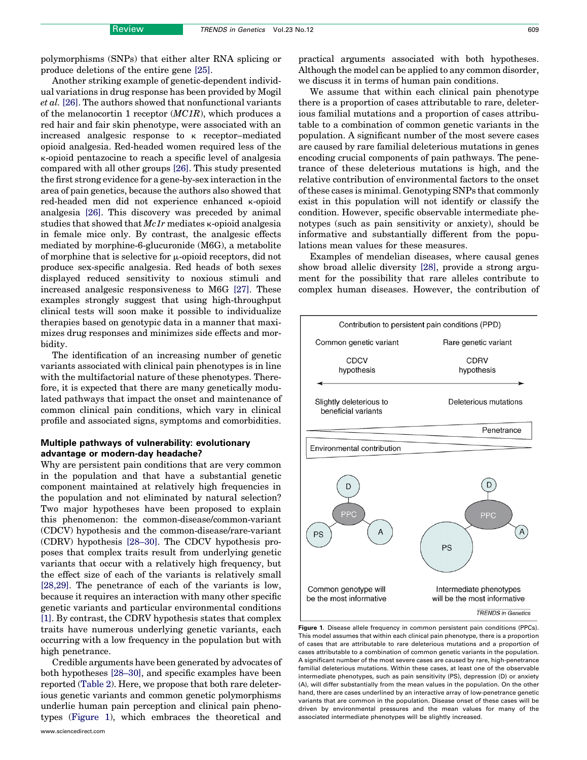polymorphisms (SNPs) that either alter RNA splicing or produce deletions of the entire gene [25].

Another striking example of genetic-dependent individual variations in drug response has been provided by Mogil *et al.* [26]. The authors showed that nonfunctional variants of the melanocortin 1 receptor (*MC1R*), which produces a red hair and fair skin phenotype, were associated with an increased analgesic response to κ receptor–mediated opioid analgesia. Red-headed women required less of the κ-opioid pentazocine to reach a specific level of analgesia compared with all other groups [26]. This study presented the first strong evidence for a gene-by-sex interaction in the area of pain genetics, because the authors also showed that red-headed men did not experience enhanced κ-opioid analgesia [26]. This discovery was preceded by animal studies that showed that *Mc1r* mediates κ-opioid analgesia in female mice only. By contrast, the analgesic effects mediated by morphine-6-glucuronide (M6G), a metabolite of morphine that is selective for μ-opioid receptors, did not produce sex-specific analgesia. Red heads of both sexes displayed reduced sensitivity to noxious stimuli and increased analgesic responsiveness to M6G [27]. These examples strongly suggest that using high-throughput clinical tests will soon make it possible to individualize therapies based on genotypic data in a manner that maximizes drug responses and minimizes side effects and morbidity.

The identification of an increasing number of genetic variants associated with clinical pain phenotypes is in line with the multifactorial nature of these phenotypes. Therefore, it is expected that there are many genetically modulated pathways that impact the onset and maintenance of common clinical pain conditions, which vary in clinical profile and associated signs, symptoms and comorbidities.

## Multiple pathways of vulnerability: evolutionary advantage or modern-day headache?

Why are persistent pain conditions that are very common in the population and that have a substantial genetic component maintained at relatively high frequencies in the population and not eliminated by natural selection? Two major hypotheses have been proposed to explain this phenomenon: the common-disease/common-variant (CDCV) hypothesis and the common-disease/rare-variant (CDRV) hypothesis [28–30]. The CDCV hypothesis proposes that complex traits result from underlying genetic variants that occur with a relatively high frequency, but the effect size of each of the variants is relatively small [28,29]. The penetrance of each of the variants is low, because it requires an interaction with many other specific genetic variants and particular environmental conditions [1]. By contrast, the CDRV hypothesis states that complex traits have numerous underlying genetic variants, each occurring with a low frequency in the population but with high penetrance.

Credible arguments have been generated by advocates of both hypotheses [28–30], and specific examples have been reported (Table 2). Here, we propose that both rare deleterious genetic variants and common genetic polymorphisms underlie human pain perception and clinical pain phenotypes (Figure 1), which embraces the theoretical and practical arguments associated with both hypotheses. Although the model can be applied to any common disorder, we discuss it in terms of human pain conditions.

We assume that within each clinical pain phenotype there is a proportion of cases attributable to rare, deleterious familial mutations and a proportion of cases attributable to a combination of common genetic variants in the population. A significant number of the most severe cases are caused by rare familial deleterious mutations in genes encoding crucial components of pain pathways. The penetrance of these deleterious mutations is high, and the relative contribution of environmental factors to the onset of these cases is minimal. Genotyping SNPs that commonly exist in this population will not identify or classify the condition. However, specific observable intermediate phenotypes (such as pain sensitivity or anxiety), should be informative and substantially different from the populations mean values for these measures.

Examples of mendelian diseases, where causal genes show broad allelic diversity [28], provide a strong argument for the possibility that rare alleles contribute to complex human diseases. However, the contribution of

Contribution to persistent pain conditions (PPD)

Common genetic variant

Rare genetic variant

CDCV hypothesis

CDRV hypothesis

Slightly deleterious to beneficial variants

Deleterious mutations

Penetrance

Environmental contribution

D

PPC

PS

A

D

PPC

A

PS

Common genotype will be the most informative

Intermediate phenotypes will be the most informative

**Figure 1.** Disease allele frequency in common persistent pain conditions (PPCs). This model assumes that within each clinical pain phenotype, there is a proportion of cases that are attributable to rare deleterious mutations and a proportion of cases attributable to a combination of common genetic variants in the population. A significant number of the most severe cases are caused by rare, high-penetrance familial deleterious mutations. Within these cases, at least one of the observable intermediate phenotypes, such as pain sensitivity (PS), depression (D) or anxiety (A), will differ substantially from the mean values in the population. On the other hand, there are cases underlined by an interactive array of low-penetrance genetic variants that are common in the population. Disease onset of these cases will be driven by environmental pressures and the mean values for many of the associated intermediate phenotypes will be slightly increased.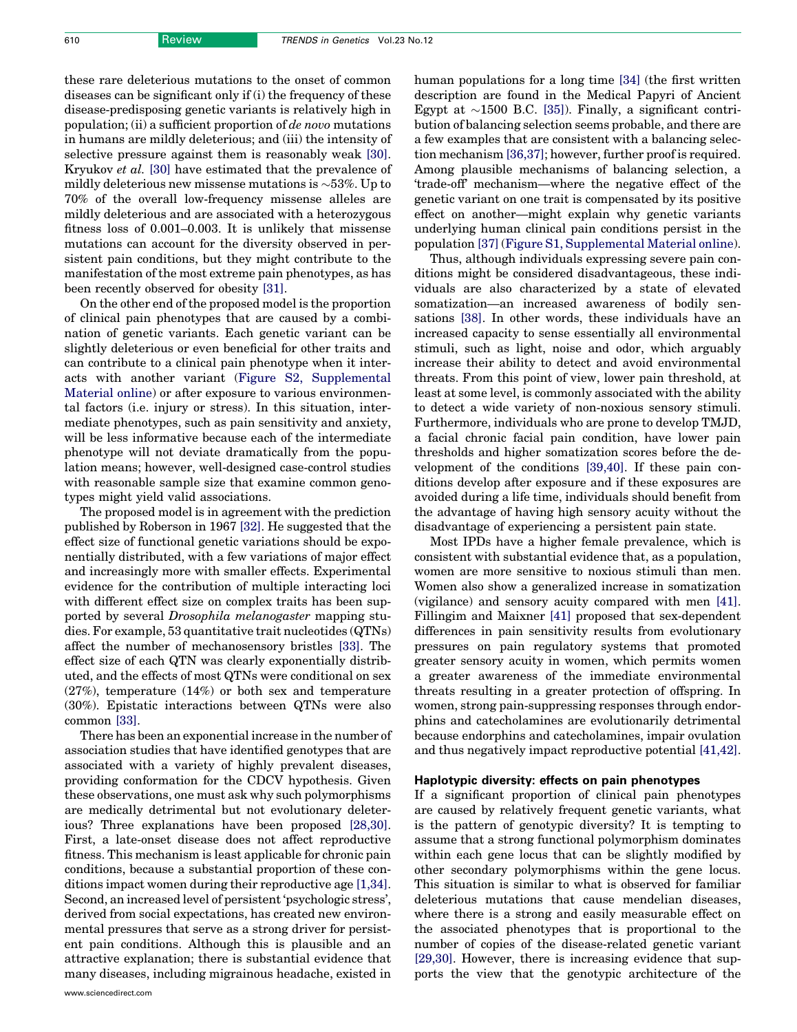these rare deleterious mutations to the onset of common diseases can be significant only if (i) the frequency of these disease-predisposing genetic variants is relatively high in population; (ii) a sufficient proportion of *de novo* mutations in humans are mildly deleterious; and (iii) the intensity of selective pressure against them is reasonably weak [30]. Kryukov *et al.* [30] have estimated that the prevalence of mildly deleterious new missense mutations is ~53%. Up to 70% of the overall low-frequency missense alleles are mildly deleterious and are associated with a heterozygous fitness loss of 0.001–0.003. It is unlikely that missense mutations can account for the diversity observed in persistent pain conditions, but they might contribute to the manifestation of the most extreme pain phenotypes, as has been recently observed for obesity [31].

On the other end of the proposed model is the proportion of clinical pain phenotypes that are caused by a combination of genetic variants. Each genetic variant can be slightly deleterious or even beneficial for other traits and can contribute to a clinical pain phenotype when it interacts with another variant (Figure S2, Supplemental Material online) or after exposure to various environmental factors (i.e. injury or stress). In this situation, intermediate phenotypes, such as pain sensitivity and anxiety, will be less informative because each of the intermediate phenotype will not deviate dramatically from the population means; however, well-designed case-control studies with reasonable sample size that examine common genotypes might yield valid associations.

The proposed model is in agreement with the prediction published by Roberson in 1967 [32]. He suggested that the effect size of functional genetic variations should be exponentially distributed, with a few variations of major effect and increasingly more with smaller effects. Experimental evidence for the contribution of multiple interacting loci with different effect size on complex traits has been supported by several *Drosophila melanogaster* mapping studies. For example, 53 quantitative trait nucleotides (QTNs) affect the number of mechanosensory bristles [33]. The effect size of each QTN was clearly exponentially distributed, and the effects of most QTNs were conditional on sex (27%), temperature (14%) or both sex and temperature (30%). Epistatic interactions between QTNs were also common [33].

There has been an exponential increase in the number of association studies that have identified genotypes that are associated with a variety of highly prevalent diseases, providing conformation for the CDCV hypothesis. Given these observations, one must ask why such polymorphisms are medically detrimental but not evolutionary deleterious? Three explanations have been proposed [28,30]. First, a late-onset disease does not affect reproductive fitness. This mechanism is least applicable for chronic pain conditions, because a substantial proportion of these conditions impact women during their reproductive age [1,34]. Second, an increased level of persistent 'psychologic stress', derived from social expectations, has created new environmental pressures that serve as a strong driver for persistent pain conditions. Although this is plausible and an attractive explanation; there is substantial evidence that many diseases, including migrainous headache, existed in human populations for a long time [34] (the first written description are found in the Medical Papyri of Ancient Egypt at ~1500 B.C. [35]). Finally, a significant contribution of balancing selection seems probable, and there are a few examples that are consistent with a balancing selection mechanism [36,37]; however, further proof is required. Among plausible mechanisms of balancing selection, a 'trade-off' mechanism—where the negative effect of the genetic variant on one trait is compensated by its positive effect on another—might explain why genetic variants underlying human clinical pain conditions persist in the population [37] (Figure S1, Supplemental Material online).

Thus, although individuals expressing severe pain conditions might be considered disadvantageous, these individuals are also characterized by a state of elevated somatization—an increased awareness of bodily sensations [38]. In other words, these individuals have an increased capacity to sense essentially all environmental stimuli, such as light, noise and odor, which arguably increase their ability to detect and avoid environmental threats. From this point of view, lower pain threshold, at least at some level, is commonly associated with the ability to detect a wide variety of non-noxious sensory stimuli. Furthermore, individuals who are prone to develop TMJD, a facial chronic facial pain condition, have lower pain thresholds and higher somatization scores before the development of the conditions [39,40]. If these pain conditions develop after exposure and if these exposures are avoided during a life time, individuals should benefit from the advantage of having high sensory acuity without the disadvantage of experiencing a persistent pain state.

Most IPDs have a higher female prevalence, which is consistent with substantial evidence that, as a population, women are more sensitive to noxious stimuli than men. Women also show a generalized increase in somatization (vigilance) and sensory acuity compared with men [41]. Fillingim and Maixner [41] proposed that sex-dependent differences in pain sensitivity results from evolutionary pressures on pain regulatory systems that promoted greater sensory acuity in women, which permits women a greater awareness of the immediate environmental threats resulting in a greater protection of offspring. In women, strong pain-suppressing responses through endorphins and catecholamines are evolutionarily detrimental because endorphins and catecholamines, impair ovulation and thus negatively impact reproductive potential [41,42].

## Haplotypic diversity: effects on pain phenotypes

If a significant proportion of clinical pain phenotypes are caused by relatively frequent genetic variants, what is the pattern of genotypic diversity? It is tempting to assume that a strong functional polymorphism dominates within each gene locus that can be slightly modified by other secondary polymorphisms within the gene locus. This situation is similar to what is observed for familiar deleterious mutations that cause mendelian diseases, where there is a strong and easily measurable effect on the associated phenotypes that is proportional to the number of copies of the disease-related genetic variant [29,30]. However, there is increasing evidence that supports the view that the genotypic architecture of the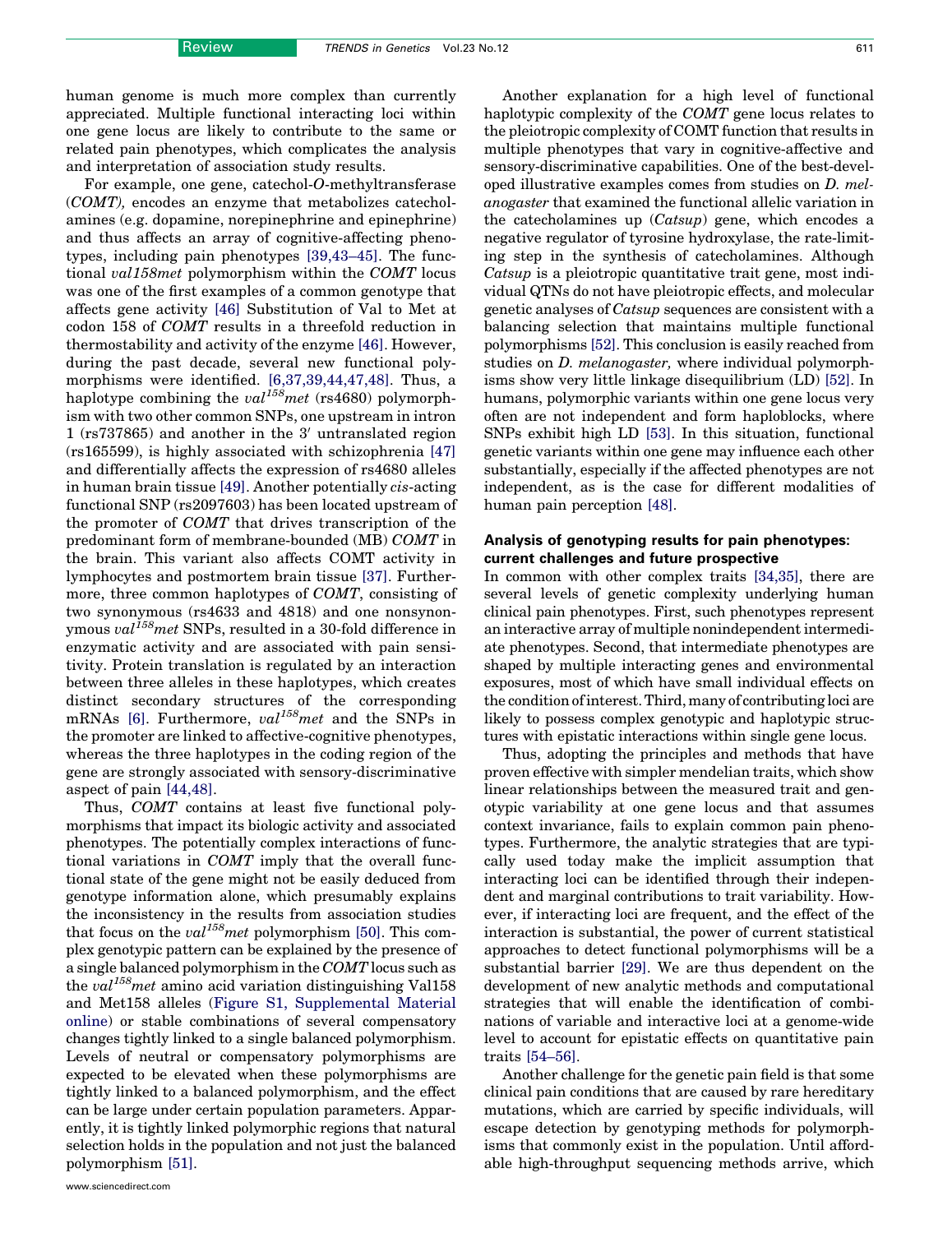human genome is much more complex than currently appreciated. Multiple functional interacting loci within one gene locus are likely to contribute to the same or related pain phenotypes, which complicates the analysis and interpretation of association study results.

For example, one gene, catechol-*O*-methyltransferase (*COMT*), encodes an enzyme that metabolizes catecholamines (e.g. dopamine, norepinephrine and epinephrine) and thus affects an array of cognitive-affecting phenotypes, including pain phenotypes [39,43–45]. The functional *val158met* polymorphism within the *COMT* locus was one of the first examples of a common genotype that affects gene activity [46] Substitution of Val to Met at codon 158 of *COMT* results in a threefold reduction in thermostability and activity of the enzyme [46]. However, during the past decade, several new functional polymorphisms were identified. [6,37,39,44,47,48]. Thus, a haplotype combining the *val*$^{158}$*met* (rs4680) polymorphism with two other common SNPs, one upstream in intron 1 (rs737865) and another in the 3′ untranslated region (rs165599), is highly associated with schizophrenia [47] and differentially affects the expression of rs4680 alleles in human brain tissue [49]. Another potentially *cis*-acting functional SNP (rs2097603) has been located upstream of the promoter of *COMT* that drives transcription of the predominant form of membrane-bounded (MB) *COMT* in the brain. This variant also affects COMT activity in lymphocytes and postmortem brain tissue [37]. Furthermore, three common haplotypes of *COMT*, consisting of two synonymous (rs4633 and 4818) and one nonsynonymous *val*$^{158}$*met* SNPs, resulted in a 30-fold difference in enzymatic activity and are associated with pain sensitivity. Protein translation is regulated by an interaction between three alleles in these haplotypes, which creates distinct secondary structures of the corresponding mRNAs [6]. Furthermore, *val*$^{158}$*met* and the SNPs in the promoter are linked to affective-cognitive phenotypes, whereas the three haplotypes in the coding region of the gene are strongly associated with sensory-discriminative aspect of pain [44,48].

Thus, *COMT* contains at least five functional polymorphisms that impact its biologic activity and associated phenotypes. The potentially complex interactions of functional variations in *COMT* imply that the overall functional state of the gene might not be easily deduced from genotype information alone, which presumably explains the inconsistency in the results from association studies that focus on the *val*$^{158}$*met* polymorphism [50]. This complex genotypic pattern can be explained by the presence of a single balanced polymorphism in the *COMT* locus such as the *val*$^{158}$*met* amino acid variation distinguishing Val158 and Met158 alleles (Figure S1, Supplemental Material online) or stable combinations of several compensatory changes tightly linked to a single balanced polymorphism. Levels of neutral or compensatory polymorphisms are expected to be elevated when these polymorphisms are tightly linked to a balanced polymorphism, and the effect can be large under certain population parameters. Apparently, it is tightly linked polymorphic regions that natural selection holds in the population and not just the balanced polymorphism [51].

Another explanation for a high level of functional haplotypic complexity of the *COMT* gene locus relates to the pleiotropic complexity of COMT function that results in multiple phenotypes that vary in cognitive-affective and sensory-discriminative capabilities. One of the best-developed illustrative examples comes from studies on *D. melanogaster* that examined the functional allelic variation in the catecholamines up (*Catsup*) gene, which encodes a negative regulator of tyrosine hydroxylase, the rate-limiting step in the synthesis of catecholamines. Although *Catsup* is a pleiotropic quantitative trait gene, most individual QTNs do not have pleiotropic effects, and molecular genetic analyses of *Catsup* sequences are consistent with a balancing selection that maintains multiple functional polymorphisms [52]. This conclusion is easily reached from studies on *D. melanogaster,* where individual polymorphisms show very little linkage disequilibrium (LD) [52]. In humans, polymorphic variants within one gene locus very often are not independent and form haploblocks, where SNPs exhibit high LD [53]. In this situation, functional genetic variants within one gene may influence each other substantially, especially if the affected phenotypes are not independent, as is the case for different modalities of human pain perception [48].

## Analysis of genotyping results for pain phenotypes: current challenges and future prospective

In common with other complex traits [34,35], there are several levels of genetic complexity underlying human clinical pain phenotypes. First, such phenotypes represent an interactive array of multiple nonindependent intermediate phenotypes. Second, that intermediate phenotypes are shaped by multiple interacting genes and environmental exposures, most of which have small individual effects on the condition of interest. Third, many of contributing loci are likely to possess complex genotypic and haplotypic structures with epistatic interactions within single gene locus.

Thus, adopting the principles and methods that have proven effective with simpler mendelian traits, which show linear relationships between the measured trait and genotypic variability at one gene locus and that assumes context invariance, fails to explain common pain phenotypes. Furthermore, the analytic strategies that are typically used today make the implicit assumption that interacting loci can be identified through their independent and marginal contributions to trait variability. However, if interacting loci are frequent, and the effect of the interaction is substantial, the power of current statistical approaches to detect functional polymorphisms will be a substantial barrier [29]. We are thus dependent on the development of new analytic methods and computational strategies that will enable the identification of combinations of variable and interactive loci at a genome-wide level to account for epistatic effects on quantitative pain traits [54–56].

Another challenge for the genetic pain field is that some clinical pain conditions that are caused by rare hereditary mutations, which are carried by specific individuals, will escape detection by genotyping methods for polymorphisms that commonly exist in the population. Until affordable high-throughput sequencing methods arrive, which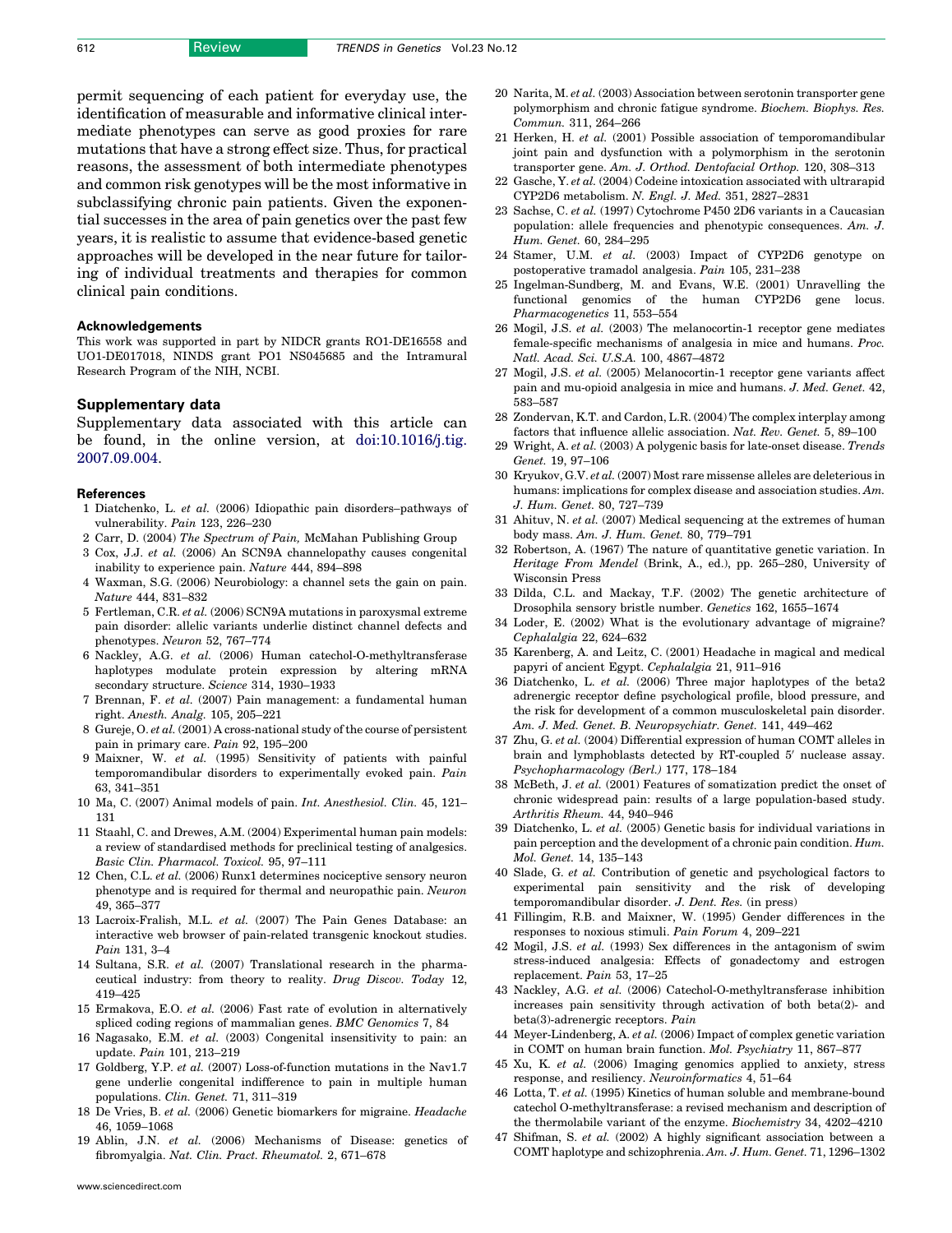permit sequencing of each patient for everyday use, the identification of measurable and informative clinical intermediate phenotypes can serve as good proxies for rare mutations that have a strong effect size. Thus, for practical reasons, the assessment of both intermediate phenotypes and common risk genotypes will be the most informative in subclassifying chronic pain patients. Given the exponential successes in the area of pain genetics over the past few years, it is realistic to assume that evidence-based genetic approaches will be developed in the near future for tailoring of individual treatments and therapies for common clinical pain conditions.

#### Acknowledgements

This work was supported in part by NIDCR grants RO1-DE16558 and UO1-DE017018, NINDS grant PO1 NS045685 and the Intramural Research Program of the NIH, NCBI.

### Supplementary data

Supplementary data associated with this article can be found, in the online version, at doi:10.1016/j.tig.2007.09.004.

#### References

1 Diatchenko, L. *et al.* (2006) Idiopathic pain disorders–pathways of vulnerability. *Pain* 123, 226–230
2 Carr, D. (2004) *The Spectrum of Pain,* McMahan Publishing Group
3 Cox, J.J. *et al.* (2006) An SCN9A channelopathy causes congenital inability to experience pain. *Nature* 444, 894–898
4 Waxman, S.G. (2006) Neurobiology: a channel sets the gain on pain. *Nature* 444, 831–832
5 Fertleman, C.R. *et al.* (2006) SCN9A mutations in paroxysmal extreme pain disorder: allelic variants underlie distinct channel defects and phenotypes. *Neuron* 52, 767–774
6 Nackley, A.G. *et al.* (2006) Human catechol-O-methyltransferase haplotypes modulate protein expression by altering mRNA secondary structure. *Science* 314, 1930–1933
7 Brennan, F. *et al.* (2007) Pain management: a fundamental human right. *Anesth. Analg.* 105, 205–221
8 Gureje, O. *et al.* (2001) A cross-national study of the course of persistent pain in primary care. *Pain* 92, 195–200
9 Maixner, W. *et al.* (1995) Sensitivity of patients with painful temporomandibular disorders to experimentally evoked pain. *Pain* 63, 341–351
10 Ma, C. (2007) Animal models of pain. *Int. Anesthesiol. Clin.* 45, 121–131
11 Staahl, C. and Drewes, A.M. (2004) Experimental human pain models: a review of standardised methods for preclinical testing of analgesics. *Basic Clin. Pharmacol. Toxicol.* 95, 97–111
12 Chen, C.L. *et al.* (2006) Runx1 determines nociceptive sensory neuron phenotype and is required for thermal and neuropathic pain. *Neuron* 49, 365–377
13 Lacroix-Fralish, M.L. *et al.* (2007) The Pain Genes Database: an interactive web browser of pain-related transgenic knockout studies. *Pain* 131, 3–4
14 Sultana, S.R. *et al.* (2007) Translational research in the pharmaceutical industry: from theory to reality. *Drug Discov. Today* 12, 419–425
15 Ermakova, E.O. *et al.* (2006) Fast rate of evolution in alternatively spliced coding regions of mammalian genes. *BMC Genomics* 7, 84
16 Nagasako, E.M. *et al.* (2003) Congenital insensitivity to pain: an update. *Pain* 101, 213–219
17 Goldberg, Y.P. *et al.* (2007) Loss-of-function mutations in the Nav1.7 gene underlie congenital indifference to pain in multiple human populations. *Clin. Genet.* 71, 311–319
18 De Vries, B. *et al.* (2006) Genetic biomarkers for migraine. *Headache* 46, 1059–1068
19 Ablin, J.N. *et al.* (2006) Mechanisms of Disease: genetics of fibromyalgia. *Nat. Clin. Pract. Rheumatol.* 2, 671–678
20 Narita, M. *et al.* (2003) Association between serotonin transporter gene polymorphism and chronic fatigue syndrome. *Biochem. Biophys. Res. Commun.* 311, 264–266
21 Herken, H. *et al.* (2001) Possible association of temporomandibular joint pain and dysfunction with a polymorphism in the serotonin transporter gene. *Am. J. Orthod. Dentofacial Orthop.* 120, 308–313
22 Gasche, Y. *et al.* (2004) Codeine intoxication associated with ultrarapid CYP2D6 metabolism. *N. Engl. J. Med.* 351, 2827–2831
23 Sachse, C. *et al.* (1997) Cytochrome P450 2D6 variants in a Caucasian population: allele frequencies and phenotypic consequences. *Am. J. Hum. Genet.* 60, 284–295
24 Stamer, U.M. *et al.* (2003) Impact of CYP2D6 genotype on postoperative tramadol analgesia. *Pain* 105, 231–238
25 Ingelman-Sundberg, M. and Evans, W.E. (2001) Unravelling the functional genomics of the human CYP2D6 gene locus. *Pharmacogenetics* 11, 553–554
26 Mogil, J.S. *et al.* (2003) The melanocortin-1 receptor gene mediates female-specific mechanisms of analgesia in mice and humans. *Proc. Natl. Acad. Sci. U.S.A.* 100, 4867–4872
27 Mogil, J.S. *et al.* (2005) Melanocortin-1 receptor gene variants affect pain and mu-opioid analgesia in mice and humans. *J. Med. Genet.* 42, 583–587
28 Zondervan, K.T. and Cardon, L.R. (2004) The complex interplay among factors that influence allelic association. *Nat. Rev. Genet.* 5, 89–100
29 Wright, A. *et al.* (2003) A polygenic basis for late-onset disease. *Trends Genet.* 19, 97–106
30 Kryukov, G.V. *et al.* (2007) Most rare missense alleles are deleterious in humans: implications for complex disease and association studies. *Am. J. Hum. Genet.* 80, 727–739
31 Ahituv, N. *et al.* (2007) Medical sequencing at the extremes of human body mass. *Am. J. Hum. Genet.* 80, 779–791
32 Robertson, A. (1967) The nature of quantitative genetic variation. In *Heritage From Mendel* (Brink, A., ed.), pp. 265–280, University of Wisconsin Press
33 Dilda, C.L. and Mackay, T.F. (2002) The genetic architecture of Drosophila sensory bristle number. *Genetics* 162, 1655–1674
34 Loder, E. (2002) What is the evolutionary advantage of migraine? *Cephalalgia* 22, 624–632
35 Karenberg, A. and Leitz, C. (2001) Headache in magical and medical papyri of ancient Egypt. *Cephalalgia* 21, 911–916
36 Diatchenko, L. *et al.* (2006) Three major haplotypes of the beta2 adrenergic receptor define psychological profile, blood pressure, and the risk for development of a common musculoskeletal pain disorder. *Am. J. Med. Genet. B. Neuropsychiatr. Genet.* 141, 449–462
37 Zhu, G. *et al.* (2004) Differential expression of human COMT alleles in brain and lymphoblasts detected by RT-coupled 5′ nuclease assay. *Psychopharmacology (Berl.)* 177, 178–184
38 McBeth, J. *et al.* (2001) Features of somatization predict the onset of chronic widespread pain: results of a large population-based study. *Arthritis Rheum.* 44, 940–946
39 Diatchenko, L. *et al.* (2005) Genetic basis for individual variations in pain perception and the development of a chronic pain condition. *Hum. Mol. Genet.* 14, 135–143
40 Slade, G. *et al.* Contribution of genetic and psychological factors to experimental pain sensitivity and the risk of developing temporomandibular disorder. *J. Dent. Res.* (in press)
41 Fillingim, R.B. and Maixner, W. (1995) Gender differences in the responses to noxious stimuli. *Pain Forum* 4, 209–221
42 Mogil, J.S. *et al.* (1993) Sex differences in the antagonism of swim stress-induced analgesia: Effects of gonadectomy and estrogen replacement. *Pain* 53, 17–25
43 Nackley, A.G. *et al.* (2006) Catechol-O-methyltransferase inhibition increases pain sensitivity through activation of both beta(2)- and beta(3)-adrenergic receptors. *Pain*
44 Meyer-Lindenberg, A. *et al.* (2006) Impact of complex genetic variation in COMT on human brain function. *Mol. Psychiatry* 11, 867–877
45 Xu, K. *et al.* (2006) Imaging genomics applied to anxiety, stress response, and resiliency. *Neuroinformatics* 4, 51–64
46 Lotta, T. *et al.* (1995) Kinetics of human soluble and membrane-bound catechol O-methyltransferase: a revised mechanism and description of the thermolabile variant of the enzyme. *Biochemistry* 34, 4202–4210
47 Shifman, S. *et al.* (2002) A highly significant association between a COMT haplotype and schizophrenia. *Am. J. Hum. Genet.* 71, 1296–1302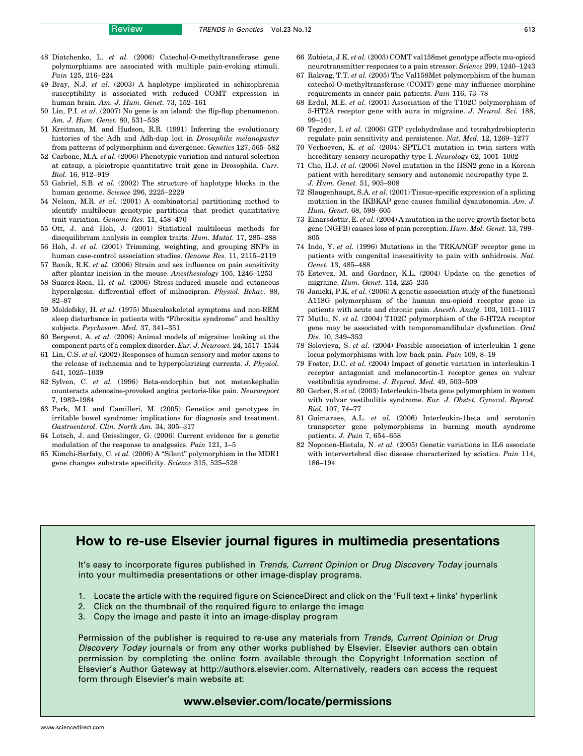48 Diatchenko, L. *et al.* (2006) Catechol-O-methyltransferase gene polymorphisms are associated with multiple pain-evoking stimuli. *Pain* 125, 216–224

49 Bray, N.J. *et al.* (2003) A haplotype implicated in schizophrenia susceptibility is associated with reduced COMT expression in human brain. *Am. J. Hum. Genet.* 73, 152–161

50 Lin, P.I. *et al.* (2007) No gene is an island: the flip-flop phenomenon. *Am. J. Hum. Genet.* 80, 531–538

51 Kreitman, M. and Hudson, R.R. (1991) Inferring the evolutionary histories of the Adh and Adh-dup loci in *Drosophila melanogaster* from patterns of polymorphism and divergence. *Genetics* 127, 565–582

52 Carbone, M.A. *et al.* (2006) Phenotypic variation and natural selection at catsup, a pleiotropic quantitative trait gene in Drosophila. *Curr. Biol.* 16, 912–919

53 Gabriel, S.B. *et al.* (2002) The structure of haplotype blocks in the human genome. *Science* 296, 2225–2229

54 Nelson, M.R. *et al.* (2001) A combinatorial partitioning method to identify multilocus genotypic partitions that predict quantitative trait variation. *Genome Res.* 11, 458–470

55 Ott, J. and Hoh, J. (2001) Statistical multilocus methods for disequilibrium analysis in complex traits. *Hum. Mutat.* 17, 285–288

56 Hoh, J. *et al.* (2001) Trimming, weighting, and grouping SNPs in human case-control association studies. *Genome Res.* 11, 2115–2119

57 Banik, R.K. *et al.* (2006) Strain and sex influence on pain sensitivity after plantar incision in the mouse. *Anesthesiology* 105, 1246–1253

58 Suarez-Roca, H. *et al.* (2006) Stress-induced muscle and cutaneous hyperalgesia: differential effect of milnacipran. *Physiol. Behav.* 88, 82–87

59 Moldofsky, H. *et al.* (1975) Musculoskeletal symptoms and non-REM sleep disturbance in patients with "Fibrositis syndrome" and healthy subjects. *Psychosom. Med.* 37, 341–351

60 Bergerot, A. *et al.* (2006) Animal models of migraine: looking at the component parts of a complex disorder. *Eur. J. Neurosci.* 24, 1517–1534

61 Lin, C.S. *et al.* (2002) Responses of human sensory and motor axons to the release of ischaemia and to hyperpolarizing currents. *J. Physiol.* 541, 1025–1039

62 Sylven, C. *et al.* (1996) Beta-endorphin but not metenkephalin counteracts adenosine-provoked angina pectoris-like pain. *Neuroreport* 7, 1982–1984

63 Park, M.I. and Camilleri, M. (2005) Genetics and genotypes in irritable bowel syndrome: implications for diagnosis and treatment. *Gastroenterol. Clin. North Am.* 34, 305–317

64 Lotsch, J. and Geisslinger, G. (2006) Current evidence for a genetic modulation of the response to analgesics. *Pain* 121, 1–5

65 Kimchi-Sarfaty, C. *et al.* (2006) A "Silent" polymorphism in the MDR1 gene changes substrate specificity. *Science* 315, 525–528

66 Zubieta, J.K. *et al.* (2003) COMT val158met genotype affects mu-opioid neurotransmitter responses to a pain stressor. *Science* 299, 1240–1243

67 Rakvag, T.T. *et al.* (2005) The Val158Met polymorphism of the human catechol-O-methyltransferase (COMT) gene may influence morphine requirements in cancer pain patients. *Pain* 116, 73–78

68 Erdal, M.E. *et al.* (2001) Association of the T102C polymorphism of 5-HT2A receptor gene with aura in migraine. *J. Neurol. Sci.* 188, 99–101

69 Tegeder, I. *et al.* (2006) GTP cyclohydrolase and tetrahydrobiopterin regulate pain sensitivity and persistence. *Nat. Med.* 12, 1269–1277

70 Verhoeven, K. *et al.* (2004) SPTLC1 mutation in twin sisters with hereditary sensory neuropathy type I. *Neurology* 62, 1001–1002

71 Cho, H.J. *et al.* (2006) Novel mutation in the HSN2 gene in a Korean patient with hereditary sensory and autonomic neuropathy type 2. *J. Hum. Genet.* 51, 905–908

72 Slaugenhaupt, S.A. *et al.* (2001) Tissue-specific expression of a splicing mutation in the IKBKAP gene causes familial dysautonomia. *Am. J. Hum. Genet.* 68, 598–605

73 Einarsdottir, E. *et al.* (2004) A mutation in the nerve growth factor beta gene (NGFB) causes loss of pain perception. *Hum. Mol. Genet.* 13, 799–805

74 Indo, Y. *et al.* (1996) Mutations in the TRKA/NGF receptor gene in patients with congenital insensitivity to pain with anhidrosis. *Nat. Genet.* 13, 485–488

75 Estevez, M. and Gardner, K.L. (2004) Update on the genetics of migraine. *Hum. Genet.* 114, 225–235

76 Janicki, P.K. *et al.* (2006) A genetic association study of the functional A118G polymorphism of the human mu-opioid receptor gene in patients with acute and chronic pain. *Anesth. Analg.* 103, 1011–1017

77 Mutlu, N. *et al.* (2004) T102C polymorphism of the 5-HT2A receptor gene may be associated with temporomandibular dysfunction. *Oral Dis.* 10, 349–352

78 Solovieva, S. *et al.* (2004) Possible association of interleukin 1 gene locus polymorphisms with low back pain. *Pain* 109, 8–19

79 Foster, D.C. *et al.* (2004) Impact of genetic variation in interleukin-1 receptor antagonist and melanocortin-1 receptor genes on vulvar vestibulitis syndrome. *J. Reprod. Med.* 49, 503–509

80 Gerber, S. *et al.* (2003) Interleukin-1beta gene polymorphism in women with vulvar vestibulitis syndrome. *Eur. J. Obstet. Gynecol. Reprod. Biol.* 107, 74–77

81 Guimaraes, A.L. *et al.* (2006) Interleukin-1beta and serotonin transporter gene polymorphisms in burning mouth syndrome patients. *J. Pain* 7, 654–658

82 Noponen-Hietala, N. *et al.* (2005) Genetic variations in IL6 associate with intervertebral disc disease characterized by sciatica. *Pain* 114, 186–194

## How to re-use Elsevier journal figures in multimedia presentations

It's easy to incorporate figures published in *Trends, Current Opinion* or *Drug Discovery Today* journals into your multimedia presentations or other image-display programs.

1. Locate the article with the required figure on ScienceDirect and click on the 'Full text + links' hyperlink
2. Click on the thumbnail of the required figure to enlarge the image
3. Copy the image and paste it into an image-display program

Permission of the publisher is required to re-use any materials from *Trends, Current Opinion* or *Drug Discovery Today* journals or from any other works published by Elsevier. Elsevier authors can obtain permission by completing the online form available through the Copyright Information section of Elsevier's Author Gateway at http://authors.elsevier.com. Alternatively, readers can access the request form through Elsevier's main website at:

**www.elsevier.com/locate/permissions**